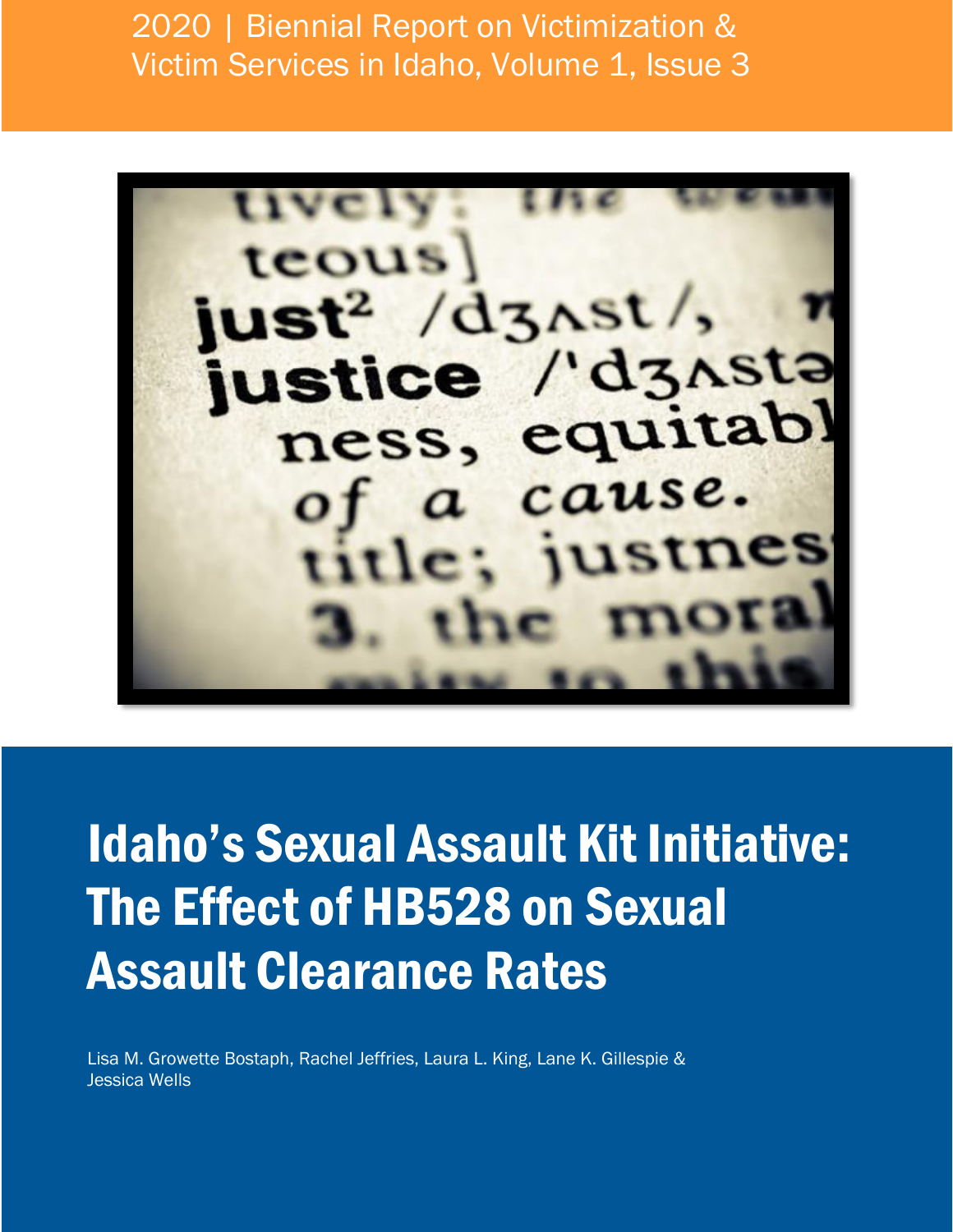2020 | Biennial Report on Victimization & Victim Services in Idaho, Volume 1, Issue 3

# Idaho's Sexual Assault Kit Initiative: The Effect of HB528 on Sexual Assault Clearance Rates

Lisa M. Growette Bostaph, Rachel Jeffries, Laura L. King, Lane K. Gillespie & Jessica Wells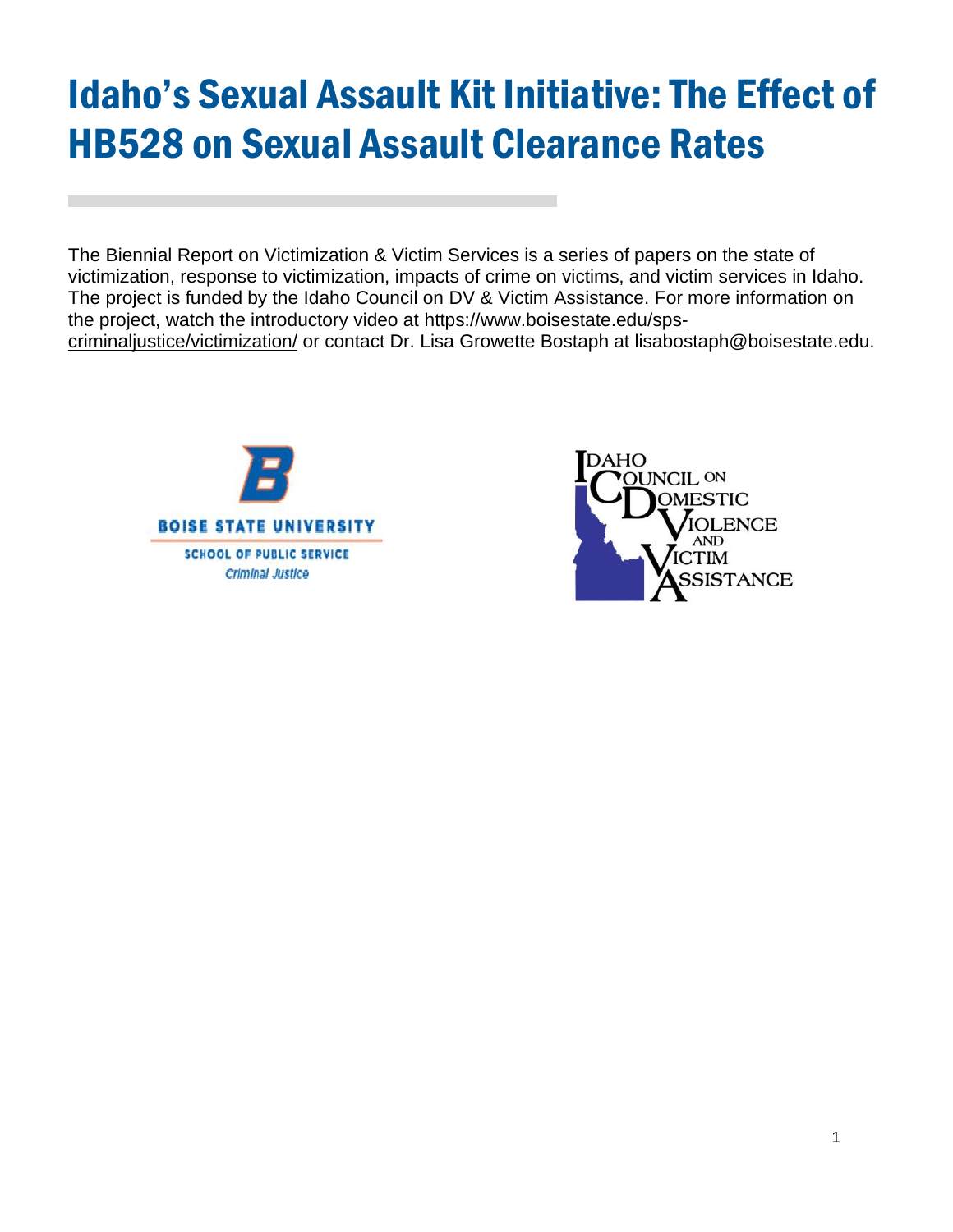# Idaho's Sexual Assault Kit Initiative: The Effect of HB528 on Sexual Assault Clearance Rates

The Biennial Report on Victimization & Victim Services is a series of papers on the state of victimization, response to victimization, impacts of crime on victims, and victim services in Idaho. The project is funded by the Idaho Council on DV & Victim Assistance. For more information on the project, watch the introductory video at https://www.boisestate.edu/sps-criminaljustice/victimization/ or contact Dr. Lisa Growette Bostaph at lisabostaph@boisestate.edu.

BOISE STATE UNIVERSITY

SCHOOL OF PUBLIC SERVICE

Criminal Justice

IDAHO COUNCIL ON DOMESTIC VIOLENCE AND VICTIM ASSISTANCE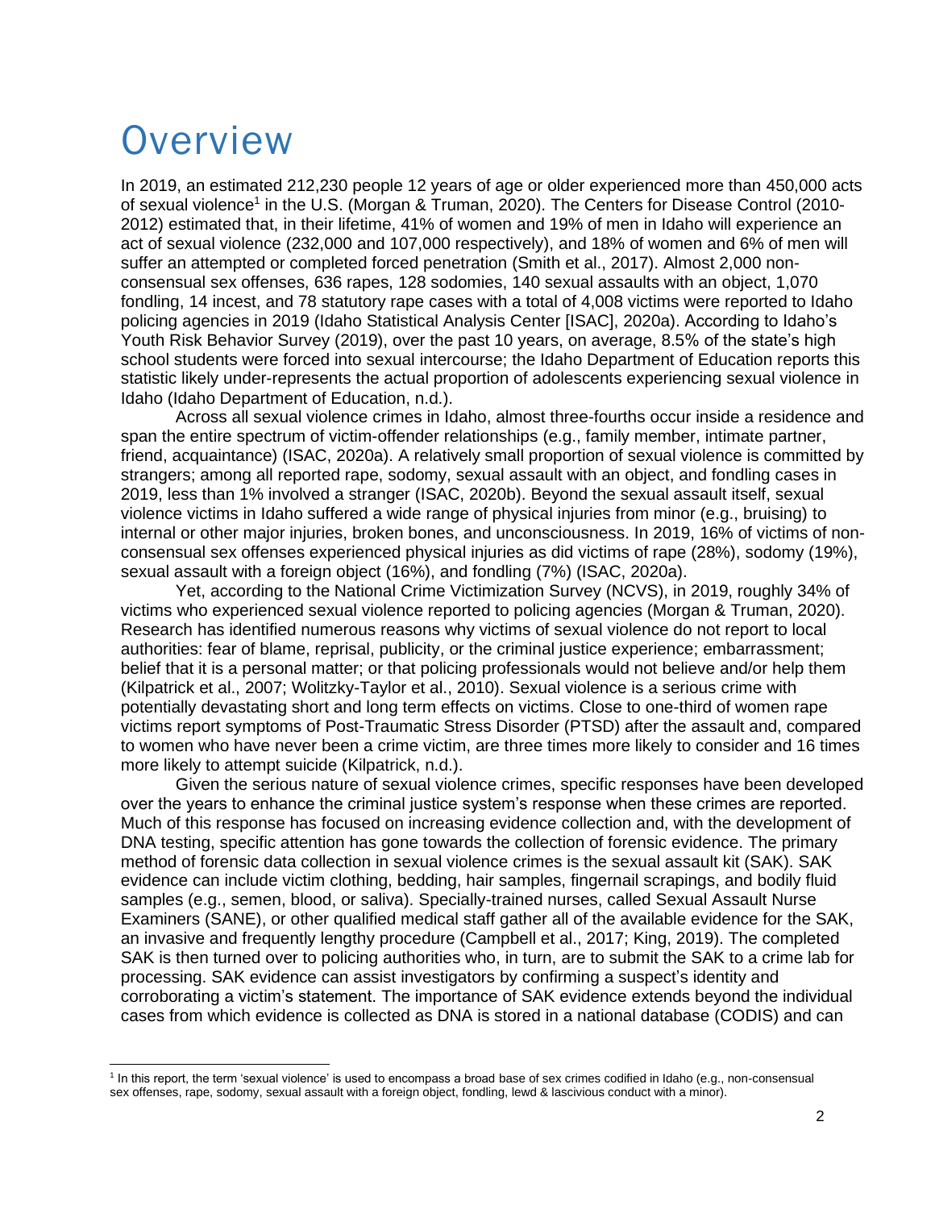# Overview

In 2019, an estimated 212,230 people 12 years of age or older experienced more than 450,000 acts of sexual violence[1] in the U.S. (Morgan & Truman, 2020). The Centers for Disease Control (2010-2012) estimated that, in their lifetime, 41% of women and 19% of men in Idaho will experience an act of sexual violence (232,000 and 107,000 respectively), and 18% of women and 6% of men will suffer an attempted or completed forced penetration (Smith et al., 2017). Almost 2,000 non-consensual sex offenses, 636 rapes, 128 sodomies, 140 sexual assaults with an object, 1,070 fondling, 14 incest, and 78 statutory rape cases with a total of 4,008 victims were reported to Idaho policing agencies in 2019 (Idaho Statistical Analysis Center [ISAC], 2020a). According to Idaho's Youth Risk Behavior Survey (2019), over the past 10 years, on average, 8.5% of the state's high school students were forced into sexual intercourse; the Idaho Department of Education reports this statistic likely under-represents the actual proportion of adolescents experiencing sexual violence in Idaho (Idaho Department of Education, n.d.).

Across all sexual violence crimes in Idaho, almost three-fourths occur inside a residence and span the entire spectrum of victim-offender relationships (e.g., family member, intimate partner, friend, acquaintance) (ISAC, 2020a). A relatively small proportion of sexual violence is committed by strangers; among all reported rape, sodomy, sexual assault with an object, and fondling cases in 2019, less than 1% involved a stranger (ISAC, 2020b). Beyond the sexual assault itself, sexual violence victims in Idaho suffered a wide range of physical injuries from minor (e.g., bruising) to internal or other major injuries, broken bones, and unconsciousness. In 2019, 16% of victims of non-consensual sex offenses experienced physical injuries as did victims of rape (28%), sodomy (19%), sexual assault with a foreign object (16%), and fondling (7%) (ISAC, 2020a).

Yet, according to the National Crime Victimization Survey (NCVS), in 2019, roughly 34% of victims who experienced sexual violence reported to policing agencies (Morgan & Truman, 2020). Research has identified numerous reasons why victims of sexual violence do not report to local authorities: fear of blame, reprisal, publicity, or the criminal justice experience; embarrassment; belief that it is a personal matter; or that policing professionals would not believe and/or help them (Kilpatrick et al., 2007; Wolitzky-Taylor et al., 2010). Sexual violence is a serious crime with potentially devastating short and long term effects on victims. Close to one-third of women rape victims report symptoms of Post-Traumatic Stress Disorder (PTSD) after the assault and, compared to women who have never been a crime victim, are three times more likely to consider and 16 times more likely to attempt suicide (Kilpatrick, n.d.).

Given the serious nature of sexual violence crimes, specific responses have been developed over the years to enhance the criminal justice system's response when these crimes are reported. Much of this response has focused on increasing evidence collection and, with the development of DNA testing, specific attention has gone towards the collection of forensic evidence. The primary method of forensic data collection in sexual violence crimes is the sexual assault kit (SAK). SAK evidence can include victim clothing, bedding, hair samples, fingernail scrapings, and bodily fluid samples (e.g., semen, blood, or saliva). Specially-trained nurses, called Sexual Assault Nurse Examiners (SANE), or other qualified medical staff gather all of the available evidence for the SAK, an invasive and frequently lengthy procedure (Campbell et al., 2017; King, 2019). The completed SAK is then turned over to policing authorities who, in turn, are to submit the SAK to a crime lab for processing. SAK evidence can assist investigators by confirming a suspect's identity and corroborating a victim's statement. The importance of SAK evidence extends beyond the individual cases from which evidence is collected as DNA is stored in a national database (CODIS) and can

[1] In this report, the term 'sexual violence' is used to encompass a broad base of sex crimes codified in Idaho (e.g., non-consensual sex offenses, rape, sodomy, sexual assault with a foreign object, fondling, lewd & lascivious conduct with a minor).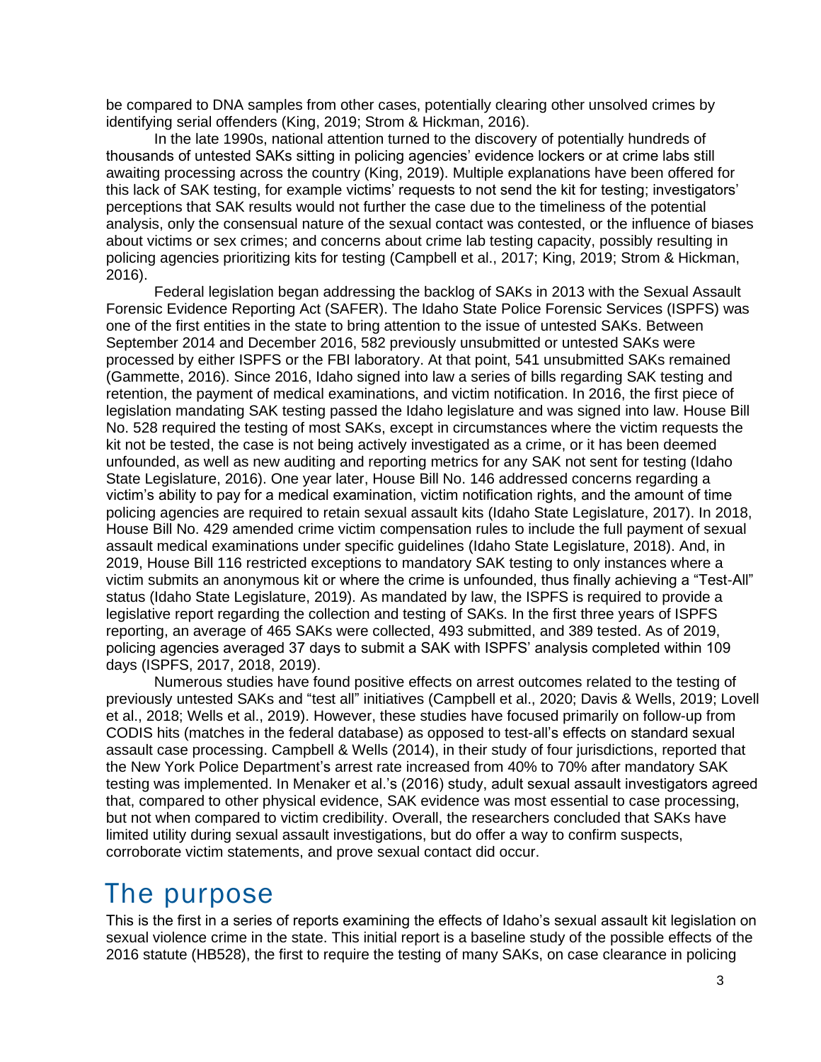be compared to DNA samples from other cases, potentially clearing other unsolved crimes by identifying serial offenders (King, 2019; Strom & Hickman, 2016).

In the late 1990s, national attention turned to the discovery of potentially hundreds of thousands of untested SAKs sitting in policing agencies' evidence lockers or at crime labs still awaiting processing across the country (King, 2019). Multiple explanations have been offered for this lack of SAK testing, for example victims' requests to not send the kit for testing; investigators' perceptions that SAK results would not further the case due to the timeliness of the potential analysis, only the consensual nature of the sexual contact was contested, or the influence of biases about victims or sex crimes; and concerns about crime lab testing capacity, possibly resulting in policing agencies prioritizing kits for testing (Campbell et al., 2017; King, 2019; Strom & Hickman, 2016).

Federal legislation began addressing the backlog of SAKs in 2013 with the Sexual Assault Forensic Evidence Reporting Act (SAFER). The Idaho State Police Forensic Services (ISPFS) was one of the first entities in the state to bring attention to the issue of untested SAKs. Between September 2014 and December 2016, 582 previously unsubmitted or untested SAKs were processed by either ISPFS or the FBI laboratory. At that point, 541 unsubmitted SAKs remained (Gammette, 2016). Since 2016, Idaho signed into law a series of bills regarding SAK testing and retention, the payment of medical examinations, and victim notification. In 2016, the first piece of legislation mandating SAK testing passed the Idaho legislature and was signed into law. House Bill No. 528 required the testing of most SAKs, except in circumstances where the victim requests the kit not be tested, the case is not being actively investigated as a crime, or it has been deemed unfounded, as well as new auditing and reporting metrics for any SAK not sent for testing (Idaho State Legislature, 2016). One year later, House Bill No. 146 addressed concerns regarding a victim's ability to pay for a medical examination, victim notification rights, and the amount of time policing agencies are required to retain sexual assault kits (Idaho State Legislature, 2017). In 2018, House Bill No. 429 amended crime victim compensation rules to include the full payment of sexual assault medical examinations under specific guidelines (Idaho State Legislature, 2018). And, in 2019, House Bill 116 restricted exceptions to mandatory SAK testing to only instances where a victim submits an anonymous kit or where the crime is unfounded, thus finally achieving a "Test-All" status (Idaho State Legislature, 2019). As mandated by law, the ISPFS is required to provide a legislative report regarding the collection and testing of SAKs. In the first three years of ISPFS reporting, an average of 465 SAKs were collected, 493 submitted, and 389 tested. As of 2019, policing agencies averaged 37 days to submit a SAK with ISPFS' analysis completed within 109 days (ISPFS, 2017, 2018, 2019).

Numerous studies have found positive effects on arrest outcomes related to the testing of previously untested SAKs and "test all" initiatives (Campbell et al., 2020; Davis & Wells, 2019; Lovell et al., 2018; Wells et al., 2019). However, these studies have focused primarily on follow-up from CODIS hits (matches in the federal database) as opposed to test-all's effects on standard sexual assault case processing. Campbell & Wells (2014), in their study of four jurisdictions, reported that the New York Police Department's arrest rate increased from 40% to 70% after mandatory SAK testing was implemented. In Menaker et al.'s (2016) study, adult sexual assault investigators agreed that, compared to other physical evidence, SAK evidence was most essential to case processing, but not when compared to victim credibility. Overall, the researchers concluded that SAKs have limited utility during sexual assault investigations, but do offer a way to confirm suspects, corroborate victim statements, and prove sexual contact did occur.

## The purpose

This is the first in a series of reports examining the effects of Idaho's sexual assault kit legislation on sexual violence crime in the state. This initial report is a baseline study of the possible effects of the 2016 statute (HB528), the first to require the testing of many SAKs, on case clearance in policing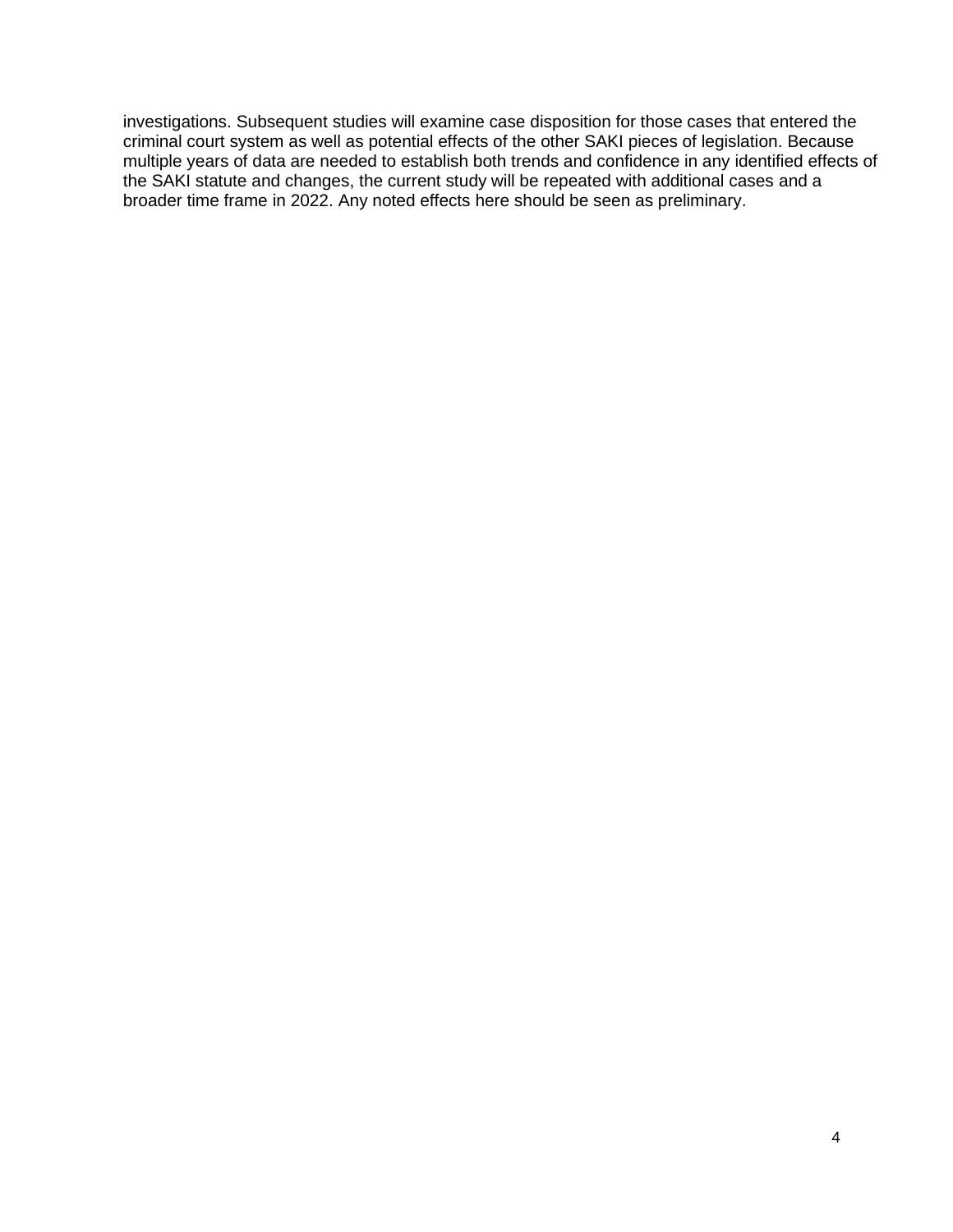investigations. Subsequent studies will examine case disposition for those cases that entered the criminal court system as well as potential effects of the other SAKI pieces of legislation. Because multiple years of data are needed to establish both trends and confidence in any identified effects of the SAKI statute and changes, the current study will be repeated with additional cases and a broader time frame in 2022. Any noted effects here should be seen as preliminary.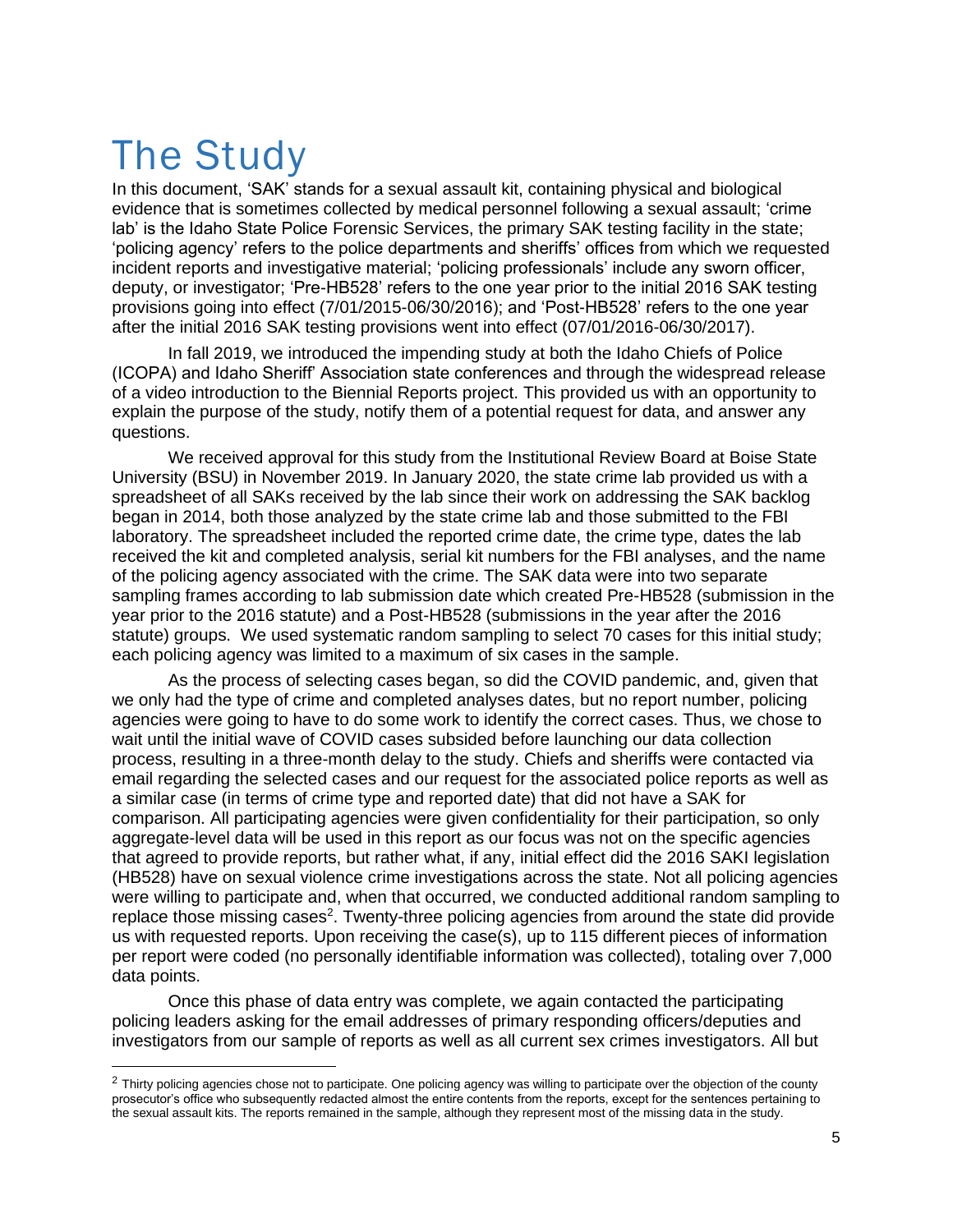# The Study

In this document, 'SAK' stands for a sexual assault kit, containing physical and biological evidence that is sometimes collected by medical personnel following a sexual assault; 'crime lab' is the Idaho State Police Forensic Services, the primary SAK testing facility in the state; 'policing agency' refers to the police departments and sheriffs' offices from which we requested incident reports and investigative material; 'policing professionals' include any sworn officer, deputy, or investigator; 'Pre-HB528' refers to the one year prior to the initial 2016 SAK testing provisions going into effect (7/01/2015-06/30/2016); and 'Post-HB528' refers to the one year after the initial 2016 SAK testing provisions went into effect (07/01/2016-06/30/2017).

In fall 2019, we introduced the impending study at both the Idaho Chiefs of Police (ICOPA) and Idaho Sheriff' Association state conferences and through the widespread release of a video introduction to the Biennial Reports project. This provided us with an opportunity to explain the purpose of the study, notify them of a potential request for data, and answer any questions.

We received approval for this study from the Institutional Review Board at Boise State University (BSU) in November 2019. In January 2020, the state crime lab provided us with a spreadsheet of all SAKs received by the lab since their work on addressing the SAK backlog began in 2014, both those analyzed by the state crime lab and those submitted to the FBI laboratory. The spreadsheet included the reported crime date, the crime type, dates the lab received the kit and completed analysis, serial kit numbers for the FBI analyses, and the name of the policing agency associated with the crime. The SAK data were into two separate sampling frames according to lab submission date which created Pre-HB528 (submission in the year prior to the 2016 statute) and a Post-HB528 (submissions in the year after the 2016 statute) groups. We used systematic random sampling to select 70 cases for this initial study; each policing agency was limited to a maximum of six cases in the sample.

As the process of selecting cases began, so did the COVID pandemic, and, given that we only had the type of crime and completed analyses dates, but no report number, policing agencies were going to have to do some work to identify the correct cases. Thus, we chose to wait until the initial wave of COVID cases subsided before launching our data collection process, resulting in a three-month delay to the study. Chiefs and sheriffs were contacted via email regarding the selected cases and our request for the associated police reports as well as a similar case (in terms of crime type and reported date) that did not have a SAK for comparison. All participating agencies were given confidentiality for their participation, so only aggregate-level data will be used in this report as our focus was not on the specific agencies that agreed to provide reports, but rather what, if any, initial effect did the 2016 SAKI legislation (HB528) have on sexual violence crime investigations across the state. Not all policing agencies were willing to participate and, when that occurred, we conducted additional random sampling to replace those missing cases[2]. Twenty-three policing agencies from around the state did provide us with requested reports. Upon receiving the case(s), up to 115 different pieces of information per report were coded (no personally identifiable information was collected), totaling over 7,000 data points.

Once this phase of data entry was complete, we again contacted the participating policing leaders asking for the email addresses of primary responding officers/deputies and investigators from our sample of reports as well as all current sex crimes investigators. All but

[2] Thirty policing agencies chose not to participate. One policing agency was willing to participate over the objection of the county prosecutor's office who subsequently redacted almost the entire contents from the reports, except for the sentences pertaining to the sexual assault kits. The reports remained in the sample, although they represent most of the missing data in the study.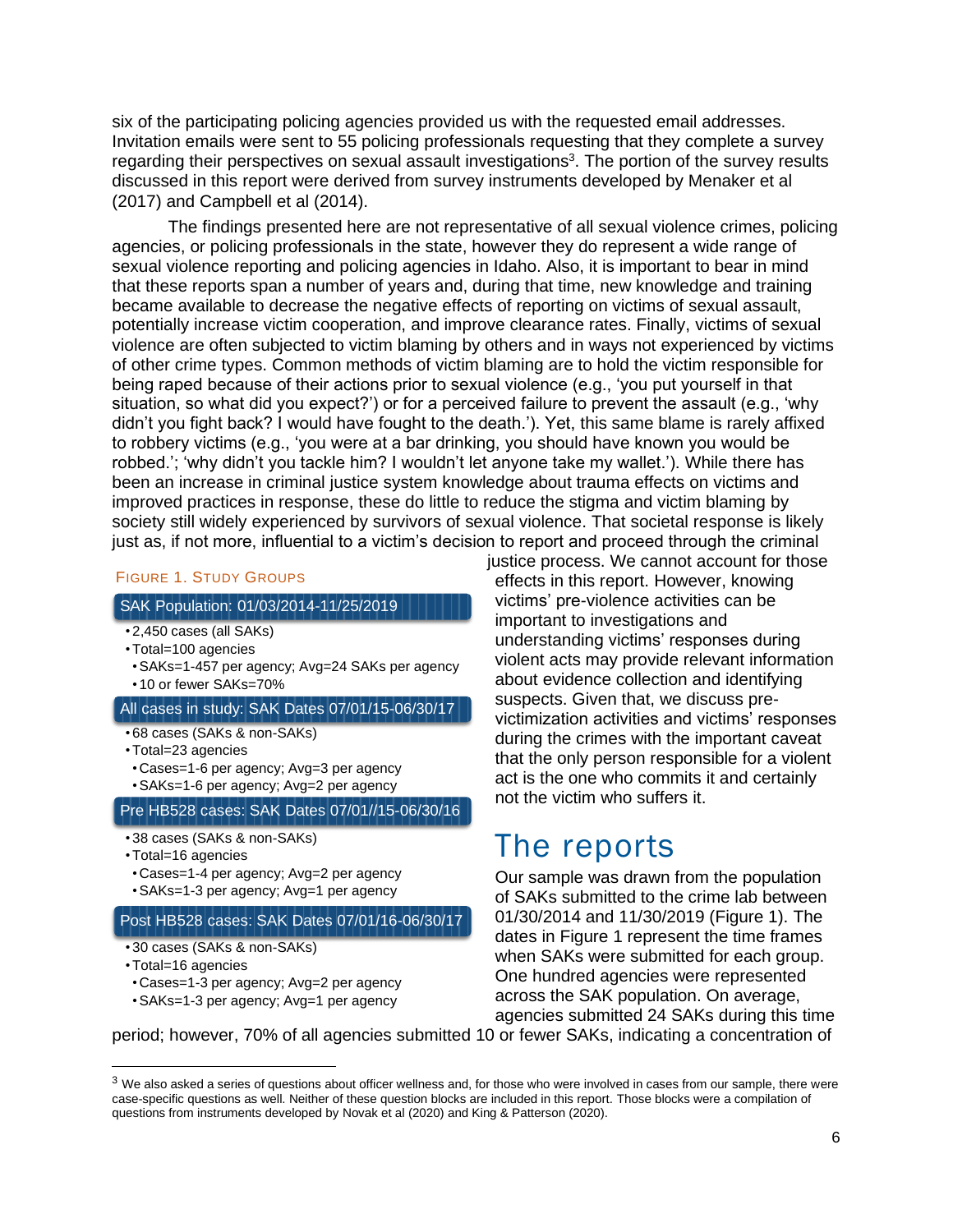six of the participating policing agencies provided us with the requested email addresses. Invitation emails were sent to 55 policing professionals requesting that they complete a survey regarding their perspectives on sexual assault investigations[3]. The portion of the survey results discussed in this report were derived from survey instruments developed by Menaker et al (2017) and Campbell et al (2014).

The findings presented here are not representative of all sexual violence crimes, policing agencies, or policing professionals in the state, however they do represent a wide range of sexual violence reporting and policing agencies in Idaho. Also, it is important to bear in mind that these reports span a number of years and, during that time, new knowledge and training became available to decrease the negative effects of reporting on victims of sexual assault, potentially increase victim cooperation, and improve clearance rates. Finally, victims of sexual violence are often subjected to victim blaming by others and in ways not experienced by victims of other crime types. Common methods of victim blaming are to hold the victim responsible for being raped because of their actions prior to sexual violence (e.g., 'you put yourself in that situation, so what did you expect?') or for a perceived failure to prevent the assault (e.g., 'why didn't you fight back? I would have fought to the death.'). Yet, this same blame is rarely affixed to robbery victims (e.g., 'you were at a bar drinking, you should have known you would be robbed.'; 'why didn't you tackle him? I wouldn't let anyone take my wallet.'). While there has been an increase in criminal justice system knowledge about trauma effects on victims and improved practices in response, these do little to reduce the stigma and victim blaming by society still widely experienced by survivors of sexual violence. That societal response is likely just as, if not more, influential to a victim's decision to report and proceed through the criminal justice process. We cannot account for those effects in this report. However, knowing victims' pre-violence activities can be important to investigations and understanding victims' responses during violent acts may provide relevant information about evidence collection and identifying suspects. Given that, we discuss pre-victimization activities and victims' responses during the crimes with the important caveat that the only person responsible for a violent act is the one who commits it and certainly not the victim who suffers it.

**Figure 1. Study Groups**

**SAK Population: 01/03/2014-11/25/2019**
- 2,450 cases (all SAKs)
- Total=100 agencies
  - SAKs=1-457 per agency; Avg=24 SAKs per agency
  - 10 or fewer SAKs=70%

**All cases in study: SAK Dates 07/01/15-06/30/17**
- 68 cases (SAKs & non-SAKs)
- Total=23 agencies
  - Cases=1-6 per agency; Avg=3 per agency
  - SAKs=1-6 per agency; Avg=2 per agency

**Pre HB528 cases: SAK Dates 07/01//15-06/30/16**
- 38 cases (SAKs & non-SAKs)
- Total=16 agencies
  - Cases=1-4 per agency; Avg=2 per agency
  - SAKs=1-3 per agency; Avg=1 per agency

**Post HB528 cases: SAK Dates 07/01/16-06/30/17**
- 30 cases (SAKs & non-SAKs)
- Total=16 agencies
  - Cases=1-3 per agency; Avg=2 per agency
  - SAKs=1-3 per agency; Avg=1 per agency

# The reports

Our sample was drawn from the population of SAKs submitted to the crime lab between 01/30/2014 and 11/30/2019 (Figure 1). The dates in Figure 1 represent the time frames when SAKs were submitted for each group. One hundred agencies were represented across the SAK population. On average, agencies submitted 24 SAKs during this time period; however, 70% of all agencies submitted 10 or fewer SAKs, indicating a concentration of

---

[3] We also asked a series of questions about officer wellness and, for those who were involved in cases from our sample, there were case-specific questions as well. Neither of these question blocks are included in this report. Those blocks were a compilation of questions from instruments developed by Novak et al (2020) and King & Patterson (2020).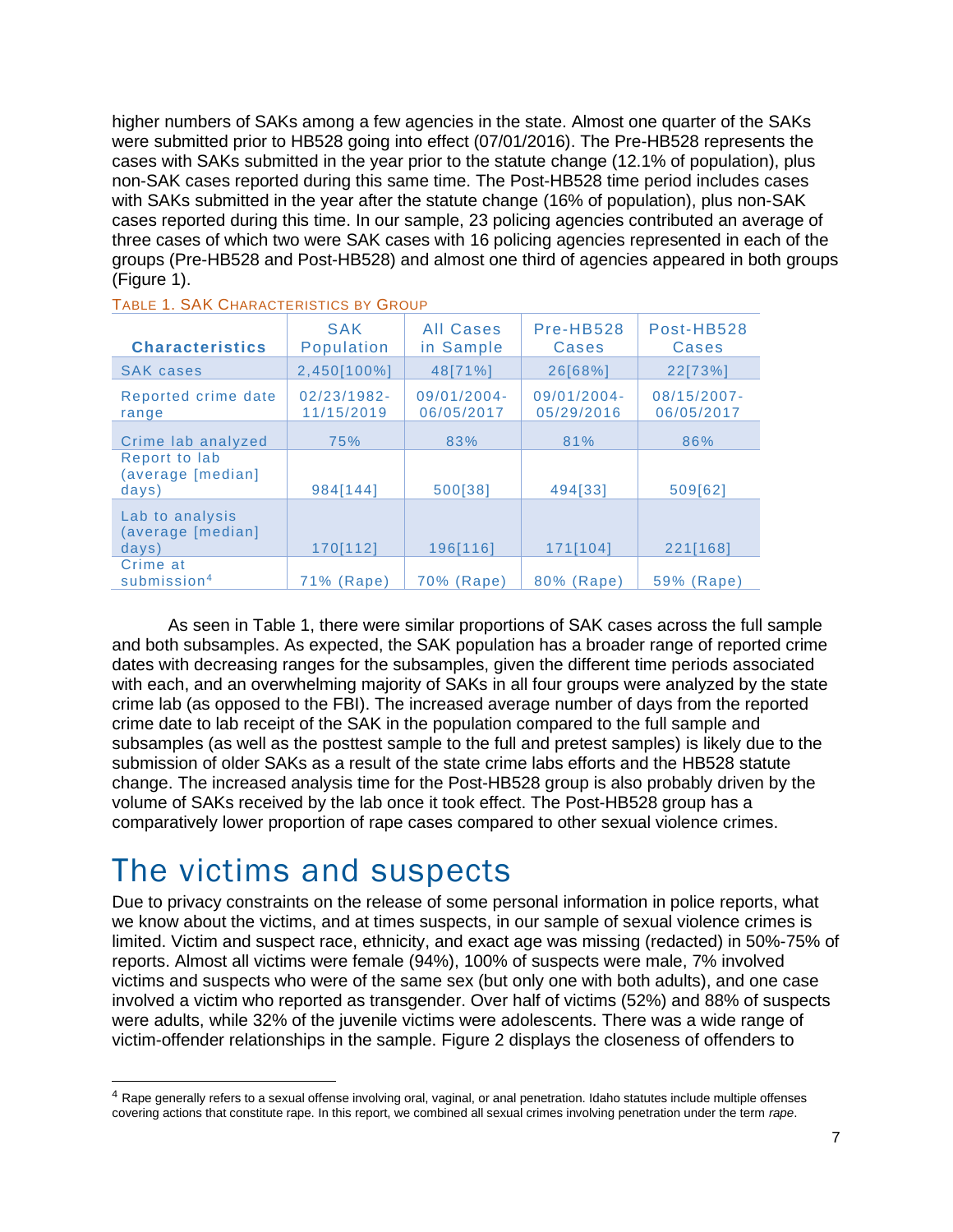higher numbers of SAKs among a few agencies in the state. Almost one quarter of the SAKs were submitted prior to HB528 going into effect (07/01/2016). The Pre-HB528 represents the cases with SAKs submitted in the year prior to the statute change (12.1% of population), plus non-SAK cases reported during this same time. The Post-HB528 time period includes cases with SAKs submitted in the year after the statute change (16% of population), plus non-SAK cases reported during this time. In our sample, 23 policing agencies contributed an average of three cases of which two were SAK cases with 16 policing agencies represented in each of the groups (Pre-HB528 and Post-HB528) and almost one third of agencies appeared in both groups (Figure 1).

TABLE 1. SAK CHARACTERISTICS BY GROUP

| **Characteristics** | SAK Population | All Cases in Sample | Pre-HB528 Cases | Post-HB528 Cases |
|---|---|---|---|---|
| SAK cases | 2,450[100%] | 48[71%] | 26[68%] | 22[73%] |
| Reported crime date range | 02/23/1982-11/15/2019 | 09/01/2004-06/05/2017 | 09/01/2004-05/29/2016 | 08/15/2007-06/05/2017 |
| Crime lab analyzed | 75% | 83% | 81% | 86% |
| Report to lab (average [median] days) | 984[144] | 500[38] | 494[33] | 509[62] |
| Lab to analysis (average [median] days) | 170[112] | 196[116] | 171[104] | 221[168] |
| Crime at submission[4] | 71% (Rape) | 70% (Rape) | 80% (Rape) | 59% (Rape) |

As seen in Table 1, there were similar proportions of SAK cases across the full sample and both subsamples. As expected, the SAK population has a broader range of reported crime dates with decreasing ranges for the subsamples, given the different time periods associated with each, and an overwhelming majority of SAKs in all four groups were analyzed by the state crime lab (as opposed to the FBI). The increased average number of days from the reported crime date to lab receipt of the SAK in the population compared to the full sample and subsamples (as well as the posttest sample to the full and pretest samples) is likely due to the submission of older SAKs as a result of the state crime labs efforts and the HB528 statute change. The increased analysis time for the Post-HB528 group is also probably driven by the volume of SAKs received by the lab once it took effect. The Post-HB528 group has a comparatively lower proportion of rape cases compared to other sexual violence crimes.

# The victims and suspects

Due to privacy constraints on the release of some personal information in police reports, what we know about the victims, and at times suspects, in our sample of sexual violence crimes is limited. Victim and suspect race, ethnicity, and exact age was missing (redacted) in 50%-75% of reports. Almost all victims were female (94%), 100% of suspects were male, 7% involved victims and suspects who were of the same sex (but only one with both adults), and one case involved a victim who reported as transgender. Over half of victims (52%) and 88% of suspects were adults, while 32% of the juvenile victims were adolescents. There was a wide range of victim-offender relationships in the sample. Figure 2 displays the closeness of offenders to

[4] Rape generally refers to a sexual offense involving oral, vaginal, or anal penetration. Idaho statutes include multiple offenses covering actions that constitute rape. In this report, we combined all sexual crimes involving penetration under the term *rape*.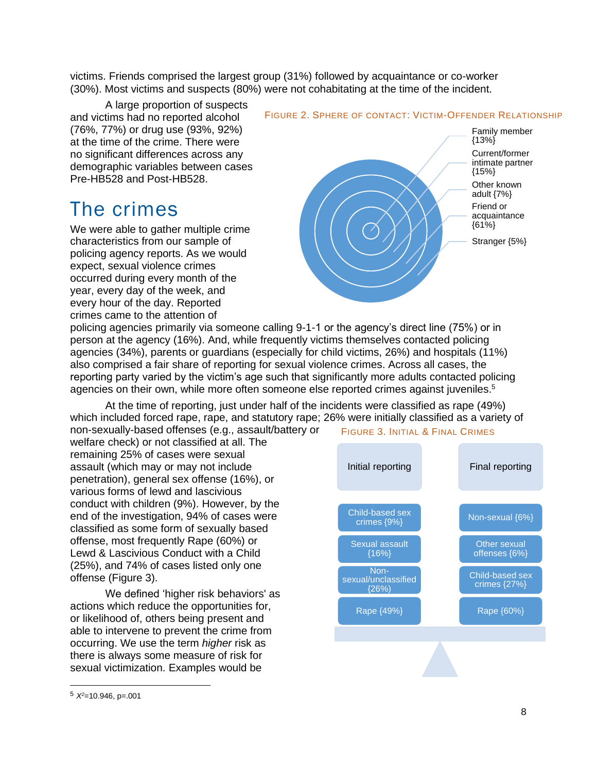victims. Friends comprised the largest group (31%) followed by acquaintance or co-worker (30%). Most victims and suspects (80%) were not cohabitating at the time of the incident.

A large proportion of suspects and victims had no reported alcohol (76%, 77%) or drug use (93%, 92%) at the time of the crime. There were no significant differences across any demographic variables between cases Pre-HB528 and Post-HB528.

FIGURE 2. SPHERE OF CONTACT: VICTIM-OFFENDER RELATIONSHIP

- Family member {13%}
- Current/former intimate partner {15%}
- Other known adult {7%}
- Friend or acquaintance {61%}
- Stranger {5%}

## The crimes

We were able to gather multiple crime characteristics from our sample of policing agency reports. As we would expect, sexual violence crimes occurred during every month of the year, every day of the week, and every hour of the day. Reported crimes came to the attention of policing agencies primarily via someone calling 9-1-1 or the agency's direct line (75%) or in person at the agency (16%). And, while frequently victims themselves contacted policing agencies (34%), parents or guardians (especially for child victims, 26%) and hospitals (11%) also comprised a fair share of reporting for sexual violence crimes. Across all cases, the reporting party varied by the victim's age such that significantly more adults contacted policing agencies on their own, while more often someone else reported crimes against juveniles.[5]

At the time of reporting, just under half of the incidents were classified as rape (49%) which included forced rape, rape, and statutory rape; 26% were initially classified as a variety of non-sexually-based offenses (e.g., assault/battery or welfare check) or not classified at all. The remaining 25% of cases were sexual assault (which may or may not include penetration), general sex offense (16%), or various forms of lewd and lascivious conduct with children (9%). However, by the end of the investigation, 94% of cases were classified as some form of sexually based offense, most frequently Rape (60%) or Lewd & Lascivious Conduct with a Child (25%), and 74% of cases listed only one offense (Figure 3).

FIGURE 3. INITIAL & FINAL CRIMES

| Initial reporting | Final reporting |
|---|---|
| Child-based sex crimes {9%} | Non-sexual {6%} |
| Sexual assault {16%} | Other sexual offenses {6%} |
| Non-sexual/unclassified {26%} | Child-based sex crimes {27%} |
| Rape {49%} | Rape {60%} |

We defined 'higher risk behaviors' as actions which reduce the opportunities for, or likelihood of, others being present and able to intervene to prevent the crime from occurring. We use the term *higher* risk as there is always some measure of risk for sexual victimization. Examples would be

[5] $X^2$=10.946, p=.001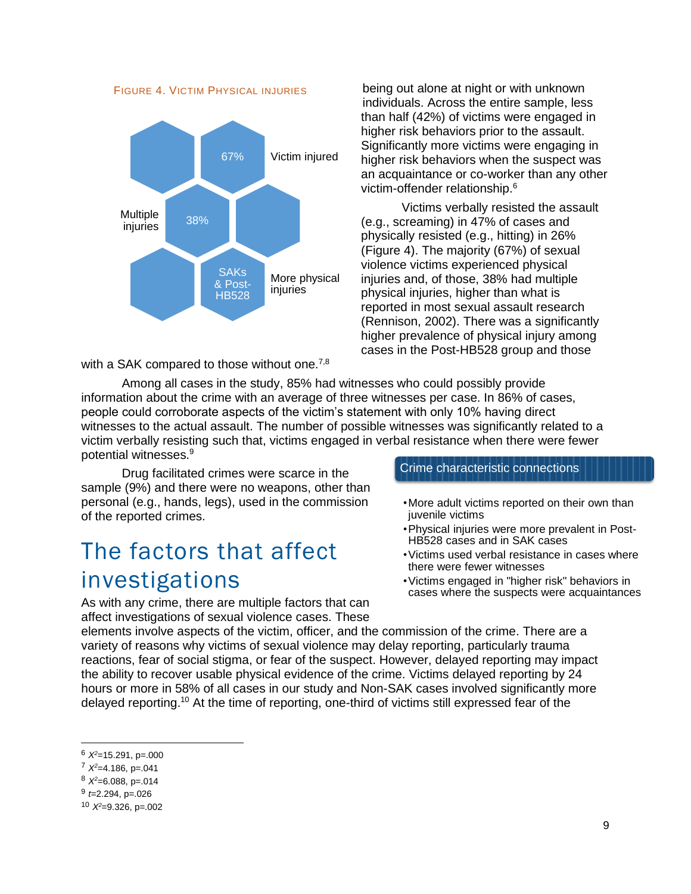FIGURE 4. VICTIM PHYSICAL INJURIES

67% Victim injured

Multiple injuries 38%

SAKs & Post-HB528 More physical injuries

being out alone at night or with unknown individuals. Across the entire sample, less than half (42%) of victims were engaged in higher risk behaviors prior to the assault. Significantly more victims were engaging in higher risk behaviors when the suspect was an acquaintance or co-worker than any other victim-offender relationship.[6]

Victims verbally resisted the assault (e.g., screaming) in 47% of cases and physically resisted (e.g., hitting) in 26% (Figure 4). The majority (67%) of sexual violence victims experienced physical injuries and, of those, 38% had multiple physical injuries, higher than what is reported in most sexual assault research (Rennison, 2002). There was a significantly higher prevalence of physical injury among cases in the Post-HB528 group and those with a SAK compared to those without one.[7,8]

Among all cases in the study, 85% had witnesses who could possibly provide information about the crime with an average of three witnesses per case. In 86% of cases, people could corroborate aspects of the victim's statement with only 10% having direct witnesses to the actual assault. The number of possible witnesses was significantly related to a victim verbally resisting such that, victims engaged in verbal resistance when there were fewer potential witnesses.[9]

Drug facilitated crimes were scarce in the sample (9%) and there were no weapons, other than personal (e.g., hands, legs), used in the commission of the reported crimes.

**Crime characteristic connections**

- More adult victims reported on their own than juvenile victims
- Physical injuries were more prevalent in Post-HB528 cases and in SAK cases
- Victims used verbal resistance in cases where there were fewer witnesses
- Victims engaged in "higher risk" behaviors in cases where the suspects were acquaintances

# The factors that affect investigations

As with any crime, there are multiple factors that can affect investigations of sexual violence cases. These elements involve aspects of the victim, officer, and the commission of the crime. There are a variety of reasons why victims of sexual violence may delay reporting, particularly trauma reactions, fear of social stigma, or fear of the suspect. However, delayed reporting may impact the ability to recover usable physical evidence of the crime. Victims delayed reporting by 24 hours or more in 58% of all cases in our study and Non-SAK cases involved significantly more delayed reporting.[10] At the time of reporting, one-third of victims still expressed fear of the

---

[6] $X^2$=15.291, p=.000

[7] $X^2$=4.186, p=.041

[8] $X^2$=6.088, p=.014

[9] $t$=2.294, p=.026

[10] $X^2$=9.326, p=.002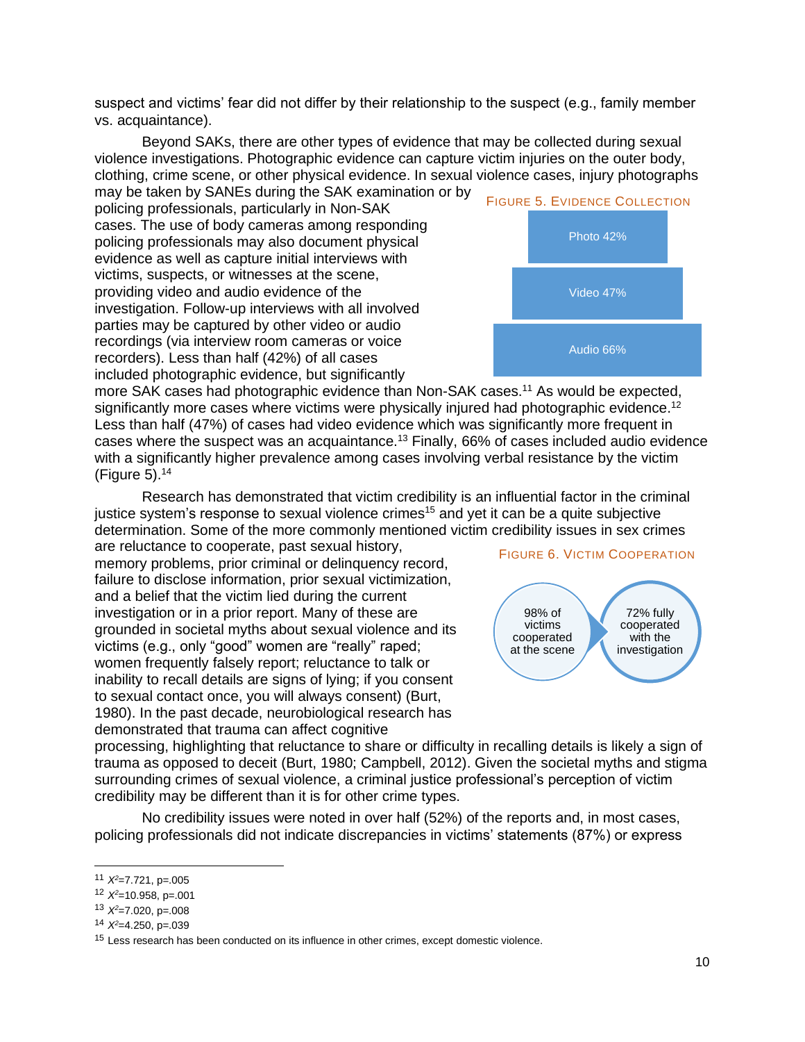suspect and victims' fear did not differ by their relationship to the suspect (e.g., family member vs. acquaintance).

Beyond SAKs, there are other types of evidence that may be collected during sexual violence investigations. Photographic evidence can capture victim injuries on the outer body, clothing, crime scene, or other physical evidence. In sexual violence cases, injury photographs may be taken by SANEs during the SAK examination or by policing professionals, particularly in Non-SAK cases. The use of body cameras among responding policing professionals may also document physical evidence as well as capture initial interviews with victims, suspects, or witnesses at the scene, providing video and audio evidence of the investigation. Follow-up interviews with all involved parties may be captured by other video or audio recordings (via interview room cameras or voice recorders). Less than half (42%) of all cases included photographic evidence, but significantly more SAK cases had photographic evidence than Non-SAK cases.[11] As would be expected, significantly more cases where victims were physically injured had photographic evidence.[12] Less than half (47%) of cases had video evidence which was significantly more frequent in cases where the suspect was an acquaintance.[13] Finally, 66% of cases included audio evidence with a significantly higher prevalence among cases involving verbal resistance by the victim (Figure 5).[14]

FIGURE 5. EVIDENCE COLLECTION

- Photo 42%
- Video 47%
- Audio 66%

Research has demonstrated that victim credibility is an influential factor in the criminal justice system's response to sexual violence crimes[15] and yet it can be a quite subjective determination. Some of the more commonly mentioned victim credibility issues in sex crimes are reluctance to cooperate, past sexual history, memory problems, prior criminal or delinquency record, failure to disclose information, prior sexual victimization, and a belief that the victim lied during the current investigation or in a prior report. Many of these are grounded in societal myths about sexual violence and its victims (e.g., only "good" women are "really" raped; women frequently falsely report; reluctance to talk or inability to recall details are signs of lying; if you consent to sexual contact once, you will always consent) (Burt, 1980). In the past decade, neurobiological research has demonstrated that trauma can affect cognitive processing, highlighting that reluctance to share or difficulty in recalling details is likely a sign of trauma as opposed to deceit (Burt, 1980; Campbell, 2012). Given the societal myths and stigma surrounding crimes of sexual violence, a criminal justice professional's perception of victim credibility may be different than it is for other crime types.

FIGURE 6. VICTIM COOPERATION

- 98% of victims cooperated at the scene
- 72% fully cooperated with the investigation

No credibility issues were noted in over half (52%) of the reports and, in most cases, policing professionals did not indicate discrepancies in victims' statements (87%) or express

---

[11] $X^2$=7.721, p=.005

[12] $X^2$=10.958, p=.001

[13] $X^2$=7.020, p=.008

[14] $X^2$=4.250, p=.039

[15] Less research has been conducted on its influence in other crimes, except domestic violence.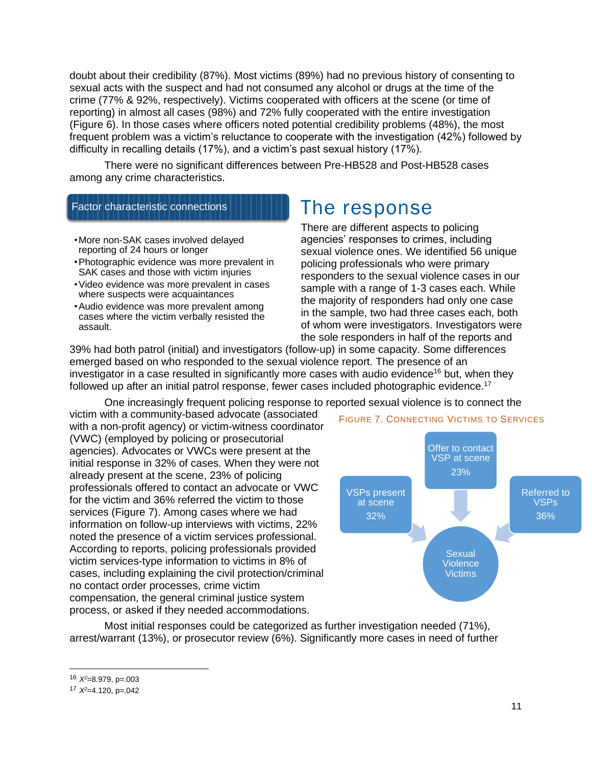doubt about their credibility (87%). Most victims (89%) had no previous history of consenting to sexual acts with the suspect and had not consumed any alcohol or drugs at the time of the crime (77% & 92%, respectively). Victims cooperated with officers at the scene (or time of reporting) in almost all cases (98%) and 72% fully cooperated with the entire investigation (Figure 6). In those cases where officers noted potential credibility problems (48%), the most frequent problem was a victim's reluctance to cooperate with the investigation (42%) followed by difficulty in recalling details (17%), and a victim's past sexual history (17%).

There were no significant differences between Pre-HB528 and Post-HB528 cases among any crime characteristics.

**Factor characteristic connections**

- More non-SAK cases involved delayed reporting of 24 hours or longer
- Photographic evidence was more prevalent in SAK cases and those with victim injuries
- Video evidence was more prevalent in cases where suspects were acquaintances
- Audio evidence was more prevalent among cases where the victim verbally resisted the assault.

## The response

There are different aspects to policing agencies' responses to crimes, including sexual violence ones. We identified 56 unique policing professionals who were primary responders to the sexual violence cases in our sample with a range of 1-3 cases each. While the majority of responders had only one case in the sample, two had three cases each, both of whom were investigators. Investigators were the sole responders in half of the reports and 39% had both patrol (initial) and investigators (follow-up) in some capacity. Some differences emerged based on who responded to the sexual violence report. The presence of an investigator in a case resulted in significantly more cases with audio evidence[16] but, when they followed up after an initial patrol response, fewer cases included photographic evidence.[17]

One increasingly frequent policing response to reported sexual violence is to connect the victim with a community-based advocate (associated with a non-profit agency) or victim-witness coordinator (VWC) (employed by policing or prosecutorial agencies). Advocates or VWCs were present at the initial response in 32% of cases. When they were not already present at the scene, 23% of policing professionals offered to contact an advocate or VWC for the victim and 36% referred the victim to those services (Figure 7). Among cases where we had information on follow-up interviews with victims, 22% noted the presence of a victim services professional. According to reports, policing professionals provided victim services-type information to victims in 8% of cases, including explaining the civil protection/criminal no contact order processes, crime victim compensation, the general criminal justice system process, or asked if they needed accommodations.

FIGURE 7. CONNECTING VICTIMS TO SERVICES

- VSPs present at scene: 32%
- Offer to contact VSP at scene: 23%
- Referred to VSPs: 36%
- → Sexual Violence Victims

Most initial responses could be categorized as further investigation needed (71%), arrest/warrant (13%), or prosecutor review (6%). Significantly more cases in need of further

---

[16] $X^2$=8.979, p=.003

[17] $X^2$=4.120, p=.042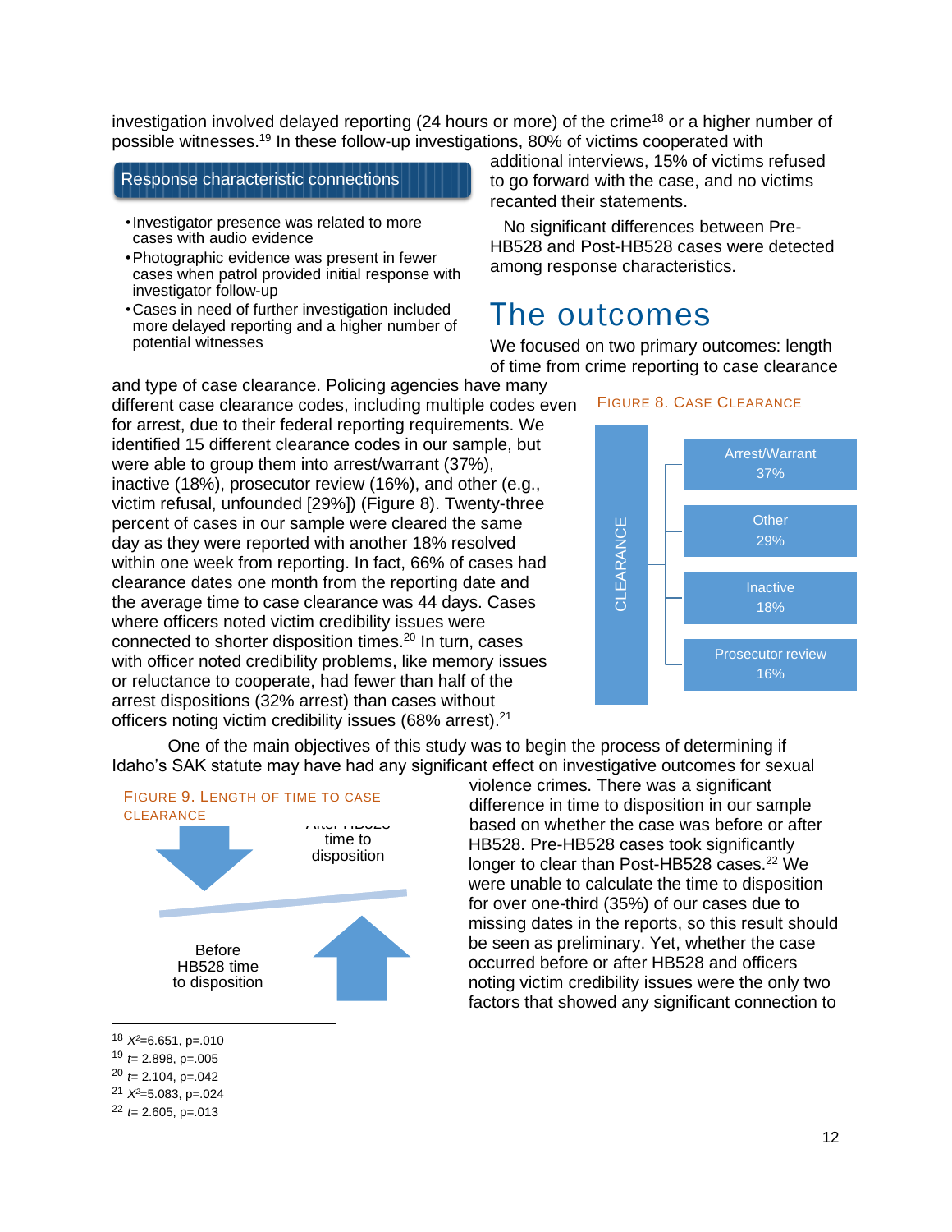investigation involved delayed reporting (24 hours or more) of the crime[18] or a higher number of possible witnesses.[19] In these follow-up investigations, 80% of victims cooperated with additional interviews, 15% of victims refused to go forward with the case, and no victims recanted their statements.

**Response characteristic connections**

- Investigator presence was related to more cases with audio evidence
- Photographic evidence was present in fewer cases when patrol provided initial response with investigator follow-up
- Cases in need of further investigation included more delayed reporting and a higher number of potential witnesses

No significant differences between Pre-HB528 and Post-HB528 cases were detected among response characteristics.

# The outcomes

We focused on two primary outcomes: length of time from crime reporting to case clearance and type of case clearance. Policing agencies have many different case clearance codes, including multiple codes even for arrest, due to their federal reporting requirements. We identified 15 different clearance codes in our sample, but were able to group them into arrest/warrant (37%), inactive (18%), prosecutor review (16%), and other (e.g., victim refusal, unfounded [29%]) (Figure 8). Twenty-three percent of cases in our sample were cleared the same day as they were reported with another 18% resolved within one week from reporting. In fact, 66% of cases had clearance dates one month from the reporting date and the average time to case clearance was 44 days. Cases where officers noted victim credibility issues were connected to shorter disposition times.[20] In turn, cases with officer noted credibility problems, like memory issues or reluctance to cooperate, had fewer than half of the arrest dispositions (32% arrest) than cases without officers noting victim credibility issues (68% arrest).[21]

FIGURE 8. CASE CLEARANCE

CLEARANCE
- Arrest/Warrant 37%
- Other 29%
- Inactive 18%
- Prosecutor review 16%

One of the main objectives of this study was to begin the process of determining if Idaho's SAK statute may have had any significant effect on investigative outcomes for sexual violence crimes. There was a significant difference in time to disposition in our sample based on whether the case was before or after HB528. Pre-HB528 cases took significantly longer to clear than Post-HB528 cases.[22] We were unable to calculate the time to disposition for over one-third (35%) of our cases due to missing dates in the reports, so this result should be seen as preliminary. Yet, whether the case occurred before or after HB528 and officers noting victim credibility issues were the only two factors that showed any significant connection to

FIGURE 9. LENGTH OF TIME TO CASE CLEARANCE

After HB528 time to disposition

Before HB528 time to disposition

---

[18] $X^2$=6.651, p=.010

[19] $t$= 2.898, p=.005

[20] $t$= 2.104, p=.042

[21] $X^2$=5.083, p=.024

[22] $t$= 2.605, p=.013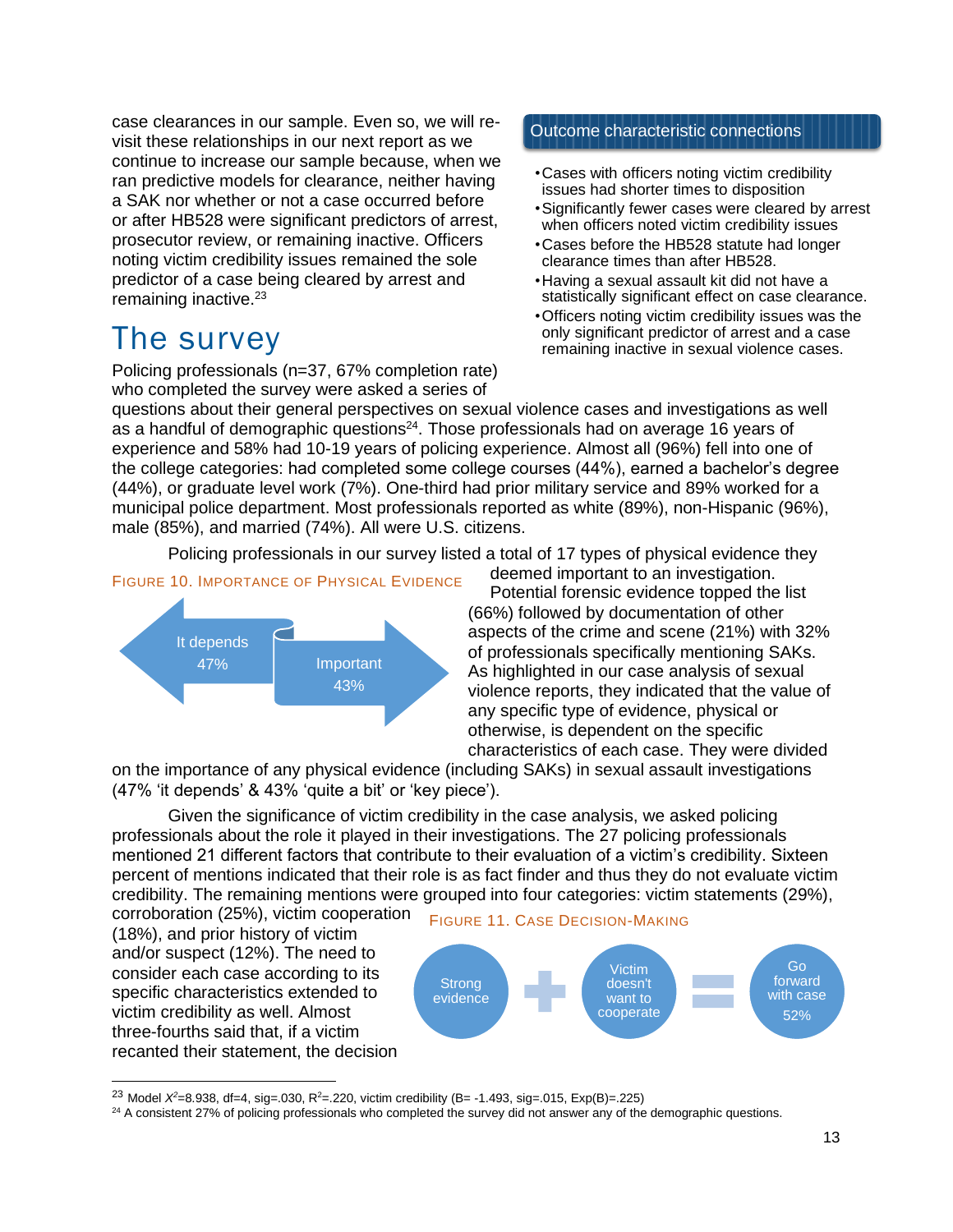case clearances in our sample. Even so, we will re-visit these relationships in our next report as we continue to increase our sample because, when we ran predictive models for clearance, neither having a SAK nor whether or not a case occurred before or after HB528 were significant predictors of arrest, prosecutor review, or remaining inactive. Officers noting victim credibility issues remained the sole predictor of a case being cleared by arrest and remaining inactive.[23]

**Outcome characteristic connections**

- Cases with officers noting victim credibility issues had shorter times to disposition
- Significantly fewer cases were cleared by arrest when officers noted victim credibility issues
- Cases before the HB528 statute had longer clearance times than after HB528.
- Having a sexual assault kit did not have a statistically significant effect on case clearance.
- Officers noting victim credibility issues was the only significant predictor of arrest and a case remaining inactive in sexual violence cases.

# The survey

Policing professionals (n=37, 67% completion rate) who completed the survey were asked a series of questions about their general perspectives on sexual violence cases and investigations as well as a handful of demographic questions[24]. Those professionals had on average 16 years of experience and 58% had 10-19 years of policing experience. Almost all (96%) fell into one of the college categories: had completed some college courses (44%), earned a bachelor's degree (44%), or graduate level work (7%). One-third had prior military service and 89% worked for a municipal police department. Most professionals reported as white (89%), non-Hispanic (96%), male (85%), and married (74%). All were U.S. citizens.

Policing professionals in our survey listed a total of 17 types of physical evidence they deemed important to an investigation. Potential forensic evidence topped the list (66%) followed by documentation of other aspects of the crime and scene (21%) with 32% of professionals specifically mentioning SAKs. As highlighted in our case analysis of sexual violence reports, they indicated that the value of any specific type of evidence, physical or otherwise, is dependent on the specific characteristics of each case. They were divided on the importance of any physical evidence (including SAKs) in sexual assault investigations (47% 'it depends' & 43% 'quite a bit' or 'key piece').

FIGURE 10. IMPORTANCE OF PHYSICAL EVIDENCE

It depends 47%

Important 43%

Given the significance of victim credibility in the case analysis, we asked policing professionals about the role it played in their investigations. The 27 policing professionals mentioned 21 different factors that contribute to their evaluation of a victim's credibility. Sixteen percent of mentions indicated that their role is as fact finder and thus they do not evaluate victim credibility. The remaining mentions were grouped into four categories: victim statements (29%), corroboration (25%), victim cooperation (18%), and prior history of victim and/or suspect (12%). The need to consider each case according to its specific characteristics extended to victim credibility as well. Almost three-fourths said that, if a victim recanted their statement, the decision

FIGURE 11. CASE DECISION-MAKING

Strong evidence + Victim doesn't want to cooperate = Go forward with case 52%

[23] Model $X^2$=8.938, df=4, sig=.030, $R^2$=.220, victim credibility (B= -1.493, sig=.015, Exp(B)=.225)

[24] A consistent 27% of policing professionals who completed the survey did not answer any of the demographic questions.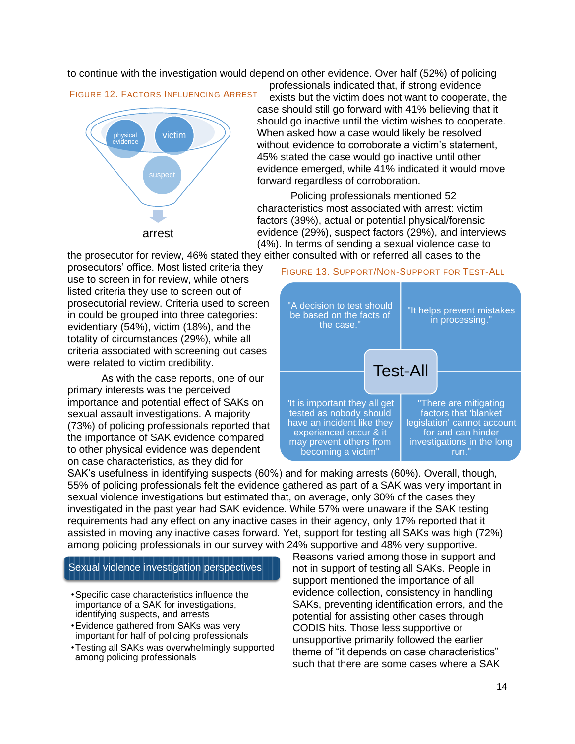to continue with the investigation would depend on other evidence. Over half (52%) of policing professionals indicated that, if strong evidence exists but the victim does not want to cooperate, the case should still go forward with 41% believing that it should go inactive until the victim wishes to cooperate. When asked how a case would likely be resolved without evidence to corroborate a victim's statement, 45% stated the case would go inactive until other evidence emerged, while 41% indicated it would move forward regardless of corroboration.

FIGURE 12. FACTORS INFLUENCING ARREST

physical evidence, victim, suspect → arrest

Policing professionals mentioned 52 characteristics most associated with arrest: victim factors (39%), actual or potential physical/forensic evidence (29%), suspect factors (29%), and interviews (4%). In terms of sending a sexual violence case to the prosecutor for review, 46% stated they either consulted with or referred all cases to the prosecutors' office. Most listed criteria they use to screen in for review, while others listed criteria they use to screen out of prosecutorial review. Criteria used to screen in could be grouped into three categories: evidentiary (54%), victim (18%), and the totality of circumstances (29%), while all criteria associated with screening out cases were related to victim credibility.

FIGURE 13. SUPPORT/NON-SUPPORT FOR TEST-ALL

**Test-All**

- "A decision to test should be based on the facts of the case."
- "It helps prevent mistakes in processing."
- "It is important they all get tested as nobody should have an incident like they experienced occur & it may prevent others from becoming a victim"
- "There are mitigating factors that 'blanket legislation' cannot account for and can hinder investigations in the long run."

As with the case reports, one of our primary interests was the perceived importance and potential effect of SAKs on sexual assault investigations. A majority (73%) of policing professionals reported that the importance of SAK evidence compared to other physical evidence was dependent on case characteristics, as they did for SAK's usefulness in identifying suspects (60%) and for making arrests (60%). Overall, though, 55% of policing professionals felt the evidence gathered as part of a SAK was very important in sexual violence investigations but estimated that, on average, only 30% of the cases they investigated in the past year had SAK evidence. While 57% were unaware if the SAK testing requirements had any effect on any inactive cases in their agency, only 17% reported that it assisted in moving any inactive cases forward. Yet, support for testing all SAKs was high (72%) among policing professionals in our survey with 24% supportive and 48% very supportive.

**Sexual violence investigation perspectives**

- Specific case characteristics influence the importance of a SAK for investigations, identifying suspects, and arrests
- Evidence gathered from SAKs was very important for half of policing professionals
- Testing all SAKs was overwhelmingly supported among policing professionals

Reasons varied among those in support and not in support of testing all SAKs. People in support mentioned the importance of all evidence collection, consistency in handling SAKs, preventing identification errors, and the potential for assisting other cases through CODIS hits. Those less supportive or unsupportive primarily followed the earlier theme of "it depends on case characteristics" such that there are some cases where a SAK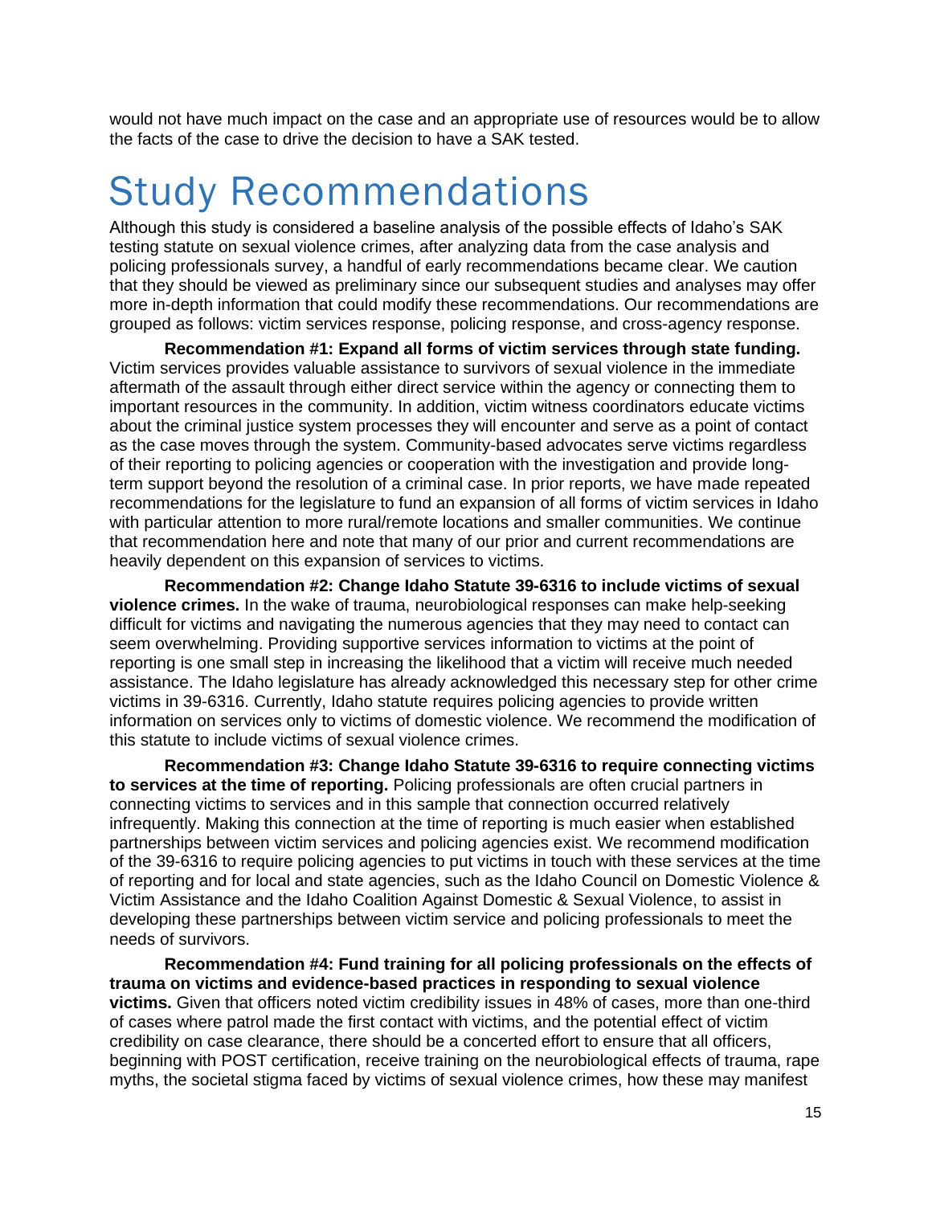would not have much impact on the case and an appropriate use of resources would be to allow the facts of the case to drive the decision to have a SAK tested.

# Study Recommendations

Although this study is considered a baseline analysis of the possible effects of Idaho's SAK testing statute on sexual violence crimes, after analyzing data from the case analysis and policing professionals survey, a handful of early recommendations became clear. We caution that they should be viewed as preliminary since our subsequent studies and analyses may offer more in-depth information that could modify these recommendations. Our recommendations are grouped as follows: victim services response, policing response, and cross-agency response.

**Recommendation #1: Expand all forms of victim services through state funding.** Victim services provides valuable assistance to survivors of sexual violence in the immediate aftermath of the assault through either direct service within the agency or connecting them to important resources in the community. In addition, victim witness coordinators educate victims about the criminal justice system processes they will encounter and serve as a point of contact as the case moves through the system. Community-based advocates serve victims regardless of their reporting to policing agencies or cooperation with the investigation and provide long-term support beyond the resolution of a criminal case. In prior reports, we have made repeated recommendations for the legislature to fund an expansion of all forms of victim services in Idaho with particular attention to more rural/remote locations and smaller communities. We continue that recommendation here and note that many of our prior and current recommendations are heavily dependent on this expansion of services to victims.

**Recommendation #2: Change Idaho Statute 39-6316 to include victims of sexual violence crimes.** In the wake of trauma, neurobiological responses can make help-seeking difficult for victims and navigating the numerous agencies that they may need to contact can seem overwhelming. Providing supportive services information to victims at the point of reporting is one small step in increasing the likelihood that a victim will receive much needed assistance. The Idaho legislature has already acknowledged this necessary step for other crime victims in 39-6316. Currently, Idaho statute requires policing agencies to provide written information on services only to victims of domestic violence. We recommend the modification of this statute to include victims of sexual violence crimes.

**Recommendation #3: Change Idaho Statute 39-6316 to require connecting victims to services at the time of reporting.** Policing professionals are often crucial partners in connecting victims to services and in this sample that connection occurred relatively infrequently. Making this connection at the time of reporting is much easier when established partnerships between victim services and policing agencies exist. We recommend modification of the 39-6316 to require policing agencies to put victims in touch with these services at the time of reporting and for local and state agencies, such as the Idaho Council on Domestic Violence & Victim Assistance and the Idaho Coalition Against Domestic & Sexual Violence, to assist in developing these partnerships between victim service and policing professionals to meet the needs of survivors.

**Recommendation #4: Fund training for all policing professionals on the effects of trauma on victims and evidence-based practices in responding to sexual violence victims.** Given that officers noted victim credibility issues in 48% of cases, more than one-third of cases where patrol made the first contact with victims, and the potential effect of victim credibility on case clearance, there should be a concerted effort to ensure that all officers, beginning with POST certification, receive training on the neurobiological effects of trauma, rape myths, the societal stigma faced by victims of sexual violence crimes, how these may manifest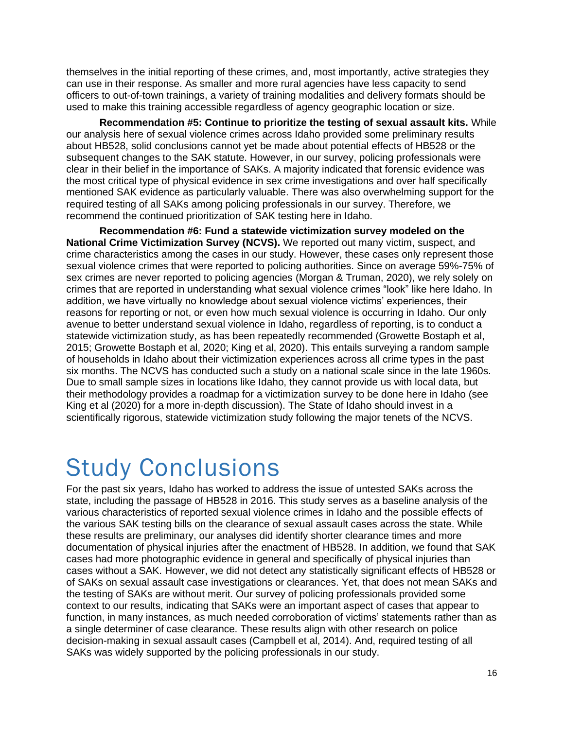themselves in the initial reporting of these crimes, and, most importantly, active strategies they can use in their response. As smaller and more rural agencies have less capacity to send officers to out-of-town trainings, a variety of training modalities and delivery formats should be used to make this training accessible regardless of agency geographic location or size.

**Recommendation #5: Continue to prioritize the testing of sexual assault kits.** While our analysis here of sexual violence crimes across Idaho provided some preliminary results about HB528, solid conclusions cannot yet be made about potential effects of HB528 or the subsequent changes to the SAK statute. However, in our survey, policing professionals were clear in their belief in the importance of SAKs. A majority indicated that forensic evidence was the most critical type of physical evidence in sex crime investigations and over half specifically mentioned SAK evidence as particularly valuable. There was also overwhelming support for the required testing of all SAKs among policing professionals in our survey. Therefore, we recommend the continued prioritization of SAK testing here in Idaho.

**Recommendation #6: Fund a statewide victimization survey modeled on the National Crime Victimization Survey (NCVS).** We reported out many victim, suspect, and crime characteristics among the cases in our study. However, these cases only represent those sexual violence crimes that were reported to policing authorities. Since on average 59%-75% of sex crimes are never reported to policing agencies (Morgan & Truman, 2020), we rely solely on crimes that are reported in understanding what sexual violence crimes "look" like here Idaho. In addition, we have virtually no knowledge about sexual violence victims' experiences, their reasons for reporting or not, or even how much sexual violence is occurring in Idaho. Our only avenue to better understand sexual violence in Idaho, regardless of reporting, is to conduct a statewide victimization study, as has been repeatedly recommended (Growette Bostaph et al, 2015; Growette Bostaph et al, 2020; King et al, 2020). This entails surveying a random sample of households in Idaho about their victimization experiences across all crime types in the past six months. The NCVS has conducted such a study on a national scale since in the late 1960s. Due to small sample sizes in locations like Idaho, they cannot provide us with local data, but their methodology provides a roadmap for a victimization survey to be done here in Idaho (see King et al (2020) for a more in-depth discussion). The State of Idaho should invest in a scientifically rigorous, statewide victimization study following the major tenets of the NCVS.

# Study Conclusions

For the past six years, Idaho has worked to address the issue of untested SAKs across the state, including the passage of HB528 in 2016. This study serves as a baseline analysis of the various characteristics of reported sexual violence crimes in Idaho and the possible effects of the various SAK testing bills on the clearance of sexual assault cases across the state. While these results are preliminary, our analyses did identify shorter clearance times and more documentation of physical injuries after the enactment of HB528. In addition, we found that SAK cases had more photographic evidence in general and specifically of physical injuries than cases without a SAK. However, we did not detect any statistically significant effects of HB528 or of SAKs on sexual assault case investigations or clearances. Yet, that does not mean SAKs and the testing of SAKs are without merit. Our survey of policing professionals provided some context to our results, indicating that SAKs were an important aspect of cases that appear to function, in many instances, as much needed corroboration of victims' statements rather than as a single determiner of case clearance. These results align with other research on police decision-making in sexual assault cases (Campbell et al, 2014). And, required testing of all SAKs was widely supported by the policing professionals in our study.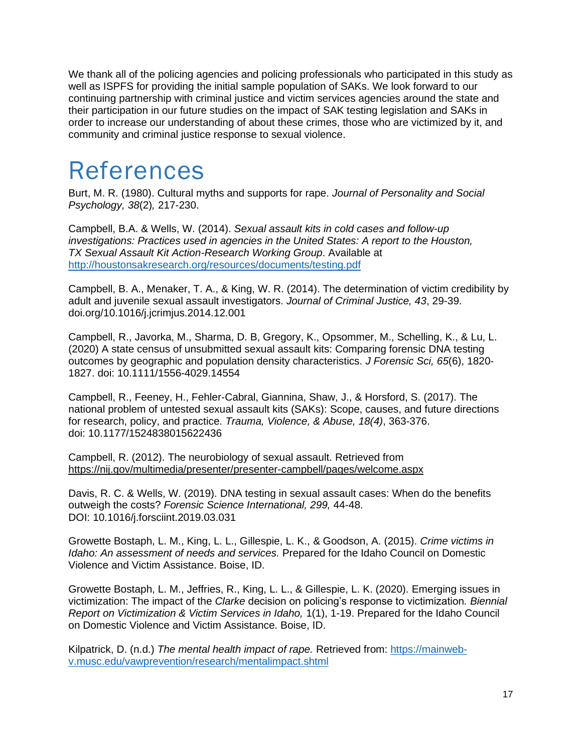We thank all of the policing agencies and policing professionals who participated in this study as well as ISPFS for providing the initial sample population of SAKs. We look forward to our continuing partnership with criminal justice and victim services agencies around the state and their participation in our future studies on the impact of SAK testing legislation and SAKs in order to increase our understanding of about these crimes, those who are victimized by it, and community and criminal justice response to sexual violence.

# References

Burt, M. R. (1980). Cultural myths and supports for rape. *Journal of Personality and Social Psychology, 38*(2)*,* 217-230.

Campbell, B.A. & Wells, W. (2014). *Sexual assault kits in cold cases and follow-up investigations: Practices used in agencies in the United States: A report to the Houston, TX Sexual Assault Kit Action-Research Working Group*. Available at http://houstonsakresearch.org/resources/documents/testing.pdf

Campbell, B. A., Menaker, T. A., & King, W. R. (2014). The determination of victim credibility by adult and juvenile sexual assault investigators. *Journal of Criminal Justice, 43*, 29-39. doi.org/10.1016/j.jcrimjus.2014.12.001

Campbell, R., Javorka, M., Sharma, D. B, Gregory, K., Opsommer, M., Schelling, K., & Lu, L. (2020) A state census of unsubmitted sexual assault kits: Comparing forensic DNA testing outcomes by geographic and population density characteristics. *J Forensic Sci, 65*(6), 1820-1827. doi: 10.1111/1556-4029.14554

Campbell, R., Feeney, H., Fehler-Cabral, Giannina, Shaw, J., & Horsford, S. (2017). The national problem of untested sexual assault kits (SAKs): Scope, causes, and future directions for research, policy, and practice. *Trauma, Violence, & Abuse, 18(4)*, 363-376. doi: 10.1177/1524838015622436

Campbell, R. (2012). The neurobiology of sexual assault. Retrieved from https://nij.gov/multimedia/presenter/presenter-campbell/pages/welcome.aspx

Davis, R. C. & Wells, W. (2019). DNA testing in sexual assault cases: When do the benefits outweigh the costs? *Forensic Science International, 299,* 44-48. DOI: 10.1016/j.forsciint.2019.03.031

Growette Bostaph, L. M., King, L. L., Gillespie, L. K., & Goodson, A. (2015). *Crime victims in Idaho: An assessment of needs and services.* Prepared for the Idaho Council on Domestic Violence and Victim Assistance. Boise, ID.

Growette Bostaph, L. M., Jeffries, R., King, L. L., & Gillespie, L. K. (2020). Emerging issues in victimization: The impact of the *Clarke* decision on policing's response to victimization*. Biennial Report on Victimization & Victim Services in Idaho,* 1(1), 1-19. Prepared for the Idaho Council on Domestic Violence and Victim Assistance. Boise, ID.

Kilpatrick, D. (n.d.) *The mental health impact of rape.* Retrieved from: https://mainweb-v.musc.edu/vawprevention/research/mentalimpact.shtml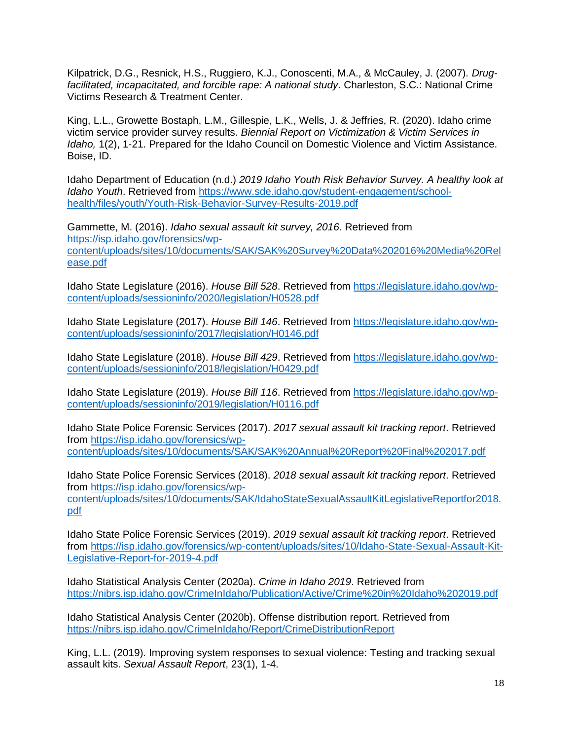Kilpatrick, D.G., Resnick, H.S., Ruggiero, K.J., Conoscenti, M.A., & McCauley, J. (2007). *Drug-facilitated, incapacitated, and forcible rape: A national study*. Charleston, S.C.: National Crime Victims Research & Treatment Center.

King, L.L., Growette Bostaph, L.M., Gillespie, L.K., Wells, J. & Jeffries, R. (2020). Idaho crime victim service provider survey results. *Biennial Report on Victimization & Victim Services in Idaho,* 1(2), 1-21. Prepared for the Idaho Council on Domestic Violence and Victim Assistance. Boise, ID.

Idaho Department of Education (n.d.) *2019 Idaho Youth Risk Behavior Survey. A healthy look at Idaho Youth*. Retrieved from https://www.sde.idaho.gov/student-engagement/school-health/files/youth/Youth-Risk-Behavior-Survey-Results-2019.pdf

Gammette, M. (2016). *Idaho sexual assault kit survey, 2016*. Retrieved from https://isp.idaho.gov/forensics/wp-content/uploads/sites/10/documents/SAK/SAK%20Survey%20Data%202016%20Media%20Release.pdf

Idaho State Legislature (2016). *House Bill 528*. Retrieved from https://legislature.idaho.gov/wp-content/uploads/sessioninfo/2020/legislation/H0528.pdf

Idaho State Legislature (2017). *House Bill 146*. Retrieved from https://legislature.idaho.gov/wp-content/uploads/sessioninfo/2017/legislation/H0146.pdf

Idaho State Legislature (2018). *House Bill 429*. Retrieved from https://legislature.idaho.gov/wp-content/uploads/sessioninfo/2018/legislation/H0429.pdf

Idaho State Legislature (2019). *House Bill 116*. Retrieved from https://legislature.idaho.gov/wp-content/uploads/sessioninfo/2019/legislation/H0116.pdf

Idaho State Police Forensic Services (2017). *2017 sexual assault kit tracking report*. Retrieved from https://isp.idaho.gov/forensics/wp-content/uploads/sites/10/documents/SAK/SAK%20Annual%20Report%20Final%202017.pdf

Idaho State Police Forensic Services (2018). *2018 sexual assault kit tracking report*. Retrieved from https://isp.idaho.gov/forensics/wp-content/uploads/sites/10/documents/SAK/IdahoStateSexualAssaultKitLegislativeReportfor2018.pdf

Idaho State Police Forensic Services (2019). *2019 sexual assault kit tracking report*. Retrieved from https://isp.idaho.gov/forensics/wp-content/uploads/sites/10/Idaho-State-Sexual-Assault-Kit-Legislative-Report-for-2019-4.pdf

Idaho Statistical Analysis Center (2020a). *Crime in Idaho 2019*. Retrieved from https://nibrs.isp.idaho.gov/CrimeInIdaho/Publication/Active/Crime%20in%20Idaho%202019.pdf

Idaho Statistical Analysis Center (2020b). Offense distribution report. Retrieved from https://nibrs.isp.idaho.gov/CrimeInIdaho/Report/CrimeDistributionReport

King, L.L. (2019). Improving system responses to sexual violence: Testing and tracking sexual assault kits. *Sexual Assault Report*, 23(1), 1-4.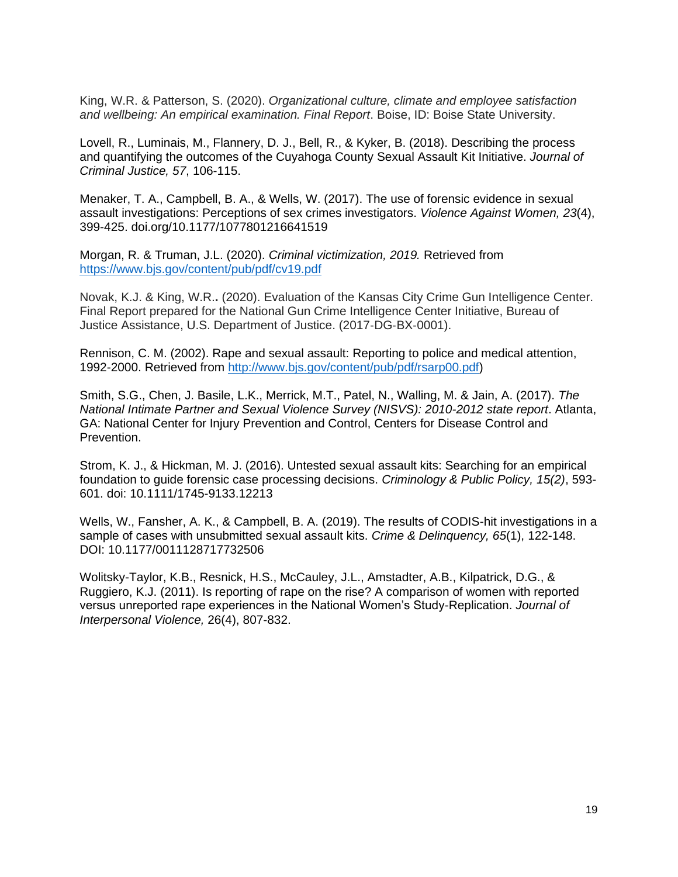King, W.R. & Patterson, S. (2020). *Organizational culture, climate and employee satisfaction and wellbeing: An empirical examination. Final Report*. Boise, ID: Boise State University.

Lovell, R., Luminais, M., Flannery, D. J., Bell, R., & Kyker, B. (2018). Describing the process and quantifying the outcomes of the Cuyahoga County Sexual Assault Kit Initiative. *Journal of Criminal Justice, 57*, 106-115.

Menaker, T. A., Campbell, B. A., & Wells, W. (2017). The use of forensic evidence in sexual assault investigations: Perceptions of sex crimes investigators. *Violence Against Women, 23*(4), 399-425. doi.org/10.1177/1077801216641519

Morgan, R. & Truman, J.L. (2020). *Criminal victimization, 2019.* Retrieved from https://www.bjs.gov/content/pub/pdf/cv19.pdf

Novak, K.J. & King, W.R.**.** (2020). Evaluation of the Kansas City Crime Gun Intelligence Center. Final Report prepared for the National Gun Crime Intelligence Center Initiative, Bureau of Justice Assistance, U.S. Department of Justice. (2017-DG-BX-0001).

Rennison, C. M. (2002). Rape and sexual assault: Reporting to police and medical attention, 1992-2000. Retrieved from http://www.bjs.gov/content/pub/pdf/rsarp00.pdf)

Smith, S.G., Chen, J. Basile, L.K., Merrick, M.T., Patel, N., Walling, M. & Jain, A. (2017). *The National Intimate Partner and Sexual Violence Survey (NISVS): 2010-2012 state report*. Atlanta, GA: National Center for Injury Prevention and Control, Centers for Disease Control and Prevention.

Strom, K. J., & Hickman, M. J. (2016). Untested sexual assault kits: Searching for an empirical foundation to guide forensic case processing decisions. *Criminology & Public Policy, 15(2)*, 593-601. doi: 10.1111/1745-9133.12213

Wells, W., Fansher, A. K., & Campbell, B. A. (2019). The results of CODIS-hit investigations in a sample of cases with unsubmitted sexual assault kits. *Crime & Delinquency, 65*(1), 122-148. DOI: 10.1177/0011128717732506

Wolitsky-Taylor, K.B., Resnick, H.S., McCauley, J.L., Amstadter, A.B., Kilpatrick, D.G., & Ruggiero, K.J. (2011). Is reporting of rape on the rise? A comparison of women with reported versus unreported rape experiences in the National Women's Study-Replication. *Journal of Interpersonal Violence,* 26(4), 807-832.